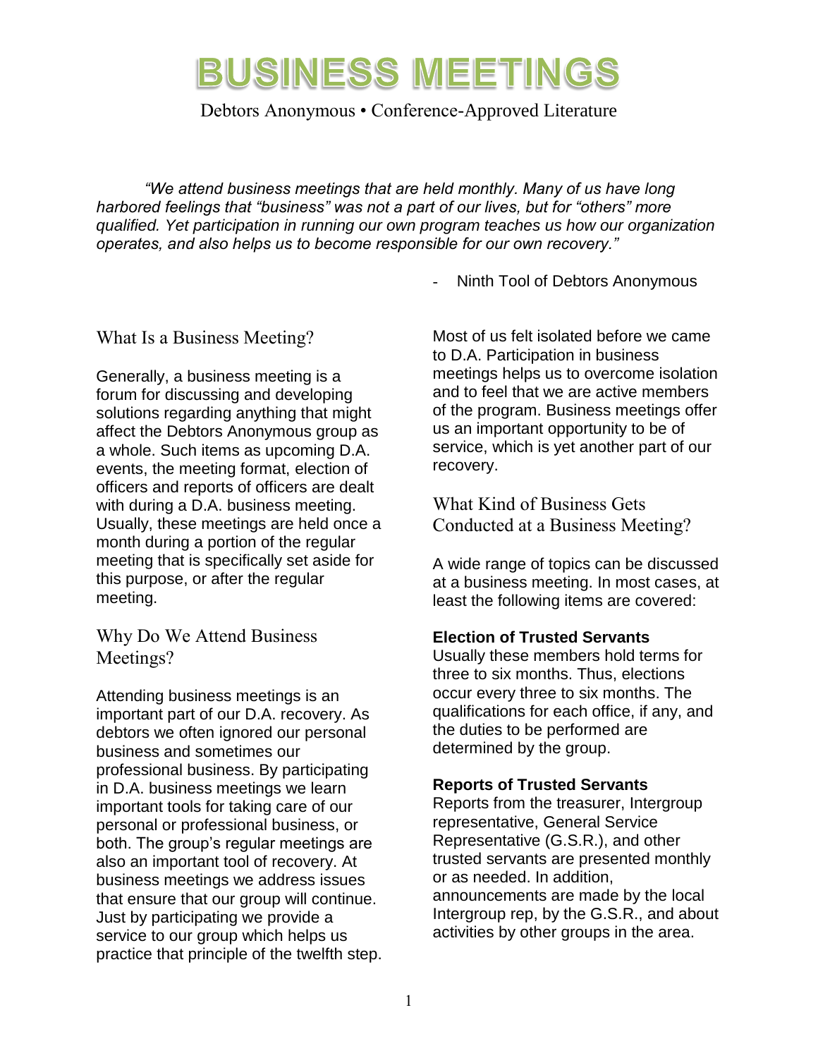# BUSINESS MEETINGS

Debtors Anonymous • Conference-Approved Literature

*"We attend business meetings that are held monthly. Many of us have long harbored feelings that "business" was not a part of our lives, but for "others" more qualified. Yet participation in running our own program teaches us how our organization operates, and also helps us to become responsible for our own recovery."*

- Ninth Tool of Debtors Anonymous

## What Is a Business Meeting?

Generally, a business meeting is a forum for discussing and developing solutions regarding anything that might affect the Debtors Anonymous group as a whole. Such items as upcoming D.A. events, the meeting format, election of officers and reports of officers are dealt with during a D.A. business meeting. Usually, these meetings are held once a month during a portion of the regular meeting that is specifically set aside for this purpose, or after the regular meeting.

## Why Do We Attend Business Meetings?

Attending business meetings is an important part of our D.A. recovery. As debtors we often ignored our personal business and sometimes our professional business. By participating in D.A. business meetings we learn important tools for taking care of our personal or professional business, or both. The group's regular meetings are also an important tool of recovery. At business meetings we address issues that ensure that our group will continue. Just by participating we provide a service to our group which helps us practice that principle of the twelfth step.

Most of us felt isolated before we came to D.A. Participation in business meetings helps us to overcome isolation and to feel that we are active members of the program. Business meetings offer us an important opportunity to be of service, which is yet another part of our recovery.

## What Kind of Business Gets Conducted at a Business Meeting?

A wide range of topics can be discussed at a business meeting. In most cases, at least the following items are covered:

**Election of Trusted Servants**
Usually these members hold terms for three to six months. Thus, elections occur every three to six months. The qualifications for each office, if any, and the duties to be performed are determined by the group.

**Reports of Trusted Servants**
Reports from the treasurer, Intergroup representative, General Service Representative (G.S.R.), and other trusted servants are presented monthly or as needed. In addition, announcements are made by the local Intergroup rep, by the G.S.R., and about activities by other groups in the area.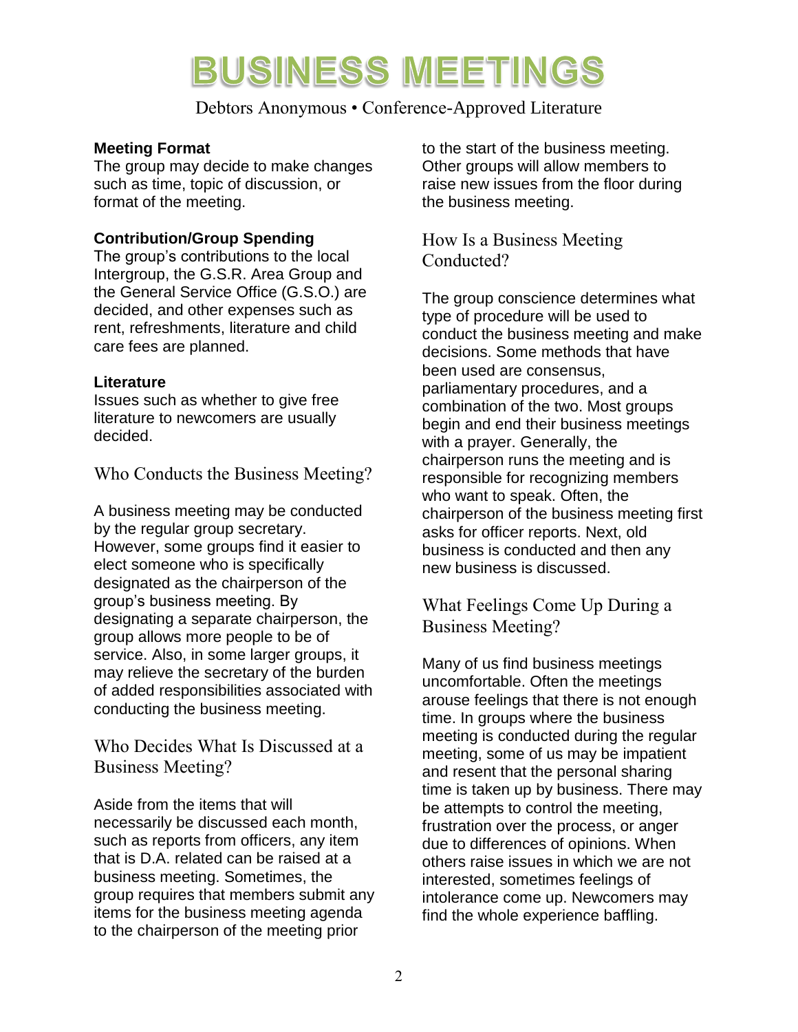# BUSINESS MEETINGS

Debtors Anonymous • Conference-Approved Literature

**Meeting Format**
The group may decide to make changes such as time, topic of discussion, or format of the meeting.

**Contribution/Group Spending**
The group's contributions to the local Intergroup, the G.S.R. Area Group and the General Service Office (G.S.O.) are decided, and other expenses such as rent, refreshments, literature and child care fees are planned.

**Literature**
Issues such as whether to give free literature to newcomers are usually decided.

## Who Conducts the Business Meeting?

A business meeting may be conducted by the regular group secretary. However, some groups find it easier to elect someone who is specifically designated as the chairperson of the group's business meeting. By designating a separate chairperson, the group allows more people to be of service. Also, in some larger groups, it may relieve the secretary of the burden of added responsibilities associated with conducting the business meeting.

## Who Decides What Is Discussed at a Business Meeting?

Aside from the items that will necessarily be discussed each month, such as reports from officers, any item that is D.A. related can be raised at a business meeting. Sometimes, the group requires that members submit any items for the business meeting agenda to the chairperson of the meeting prior to the start of the business meeting. Other groups will allow members to raise new issues from the floor during the business meeting.

## How Is a Business Meeting Conducted?

The group conscience determines what type of procedure will be used to conduct the business meeting and make decisions. Some methods that have been used are consensus, parliamentary procedures, and a combination of the two. Most groups begin and end their business meetings with a prayer. Generally, the chairperson runs the meeting and is responsible for recognizing members who want to speak. Often, the chairperson of the business meeting first asks for officer reports. Next, old business is conducted and then any new business is discussed.

## What Feelings Come Up During a Business Meeting?

Many of us find business meetings uncomfortable. Often the meetings arouse feelings that there is not enough time. In groups where the business meeting is conducted during the regular meeting, some of us may be impatient and resent that the personal sharing time is taken up by business. There may be attempts to control the meeting, frustration over the process, or anger due to differences of opinions. When others raise issues in which we are not interested, sometimes feelings of intolerance come up. Newcomers may find the whole experience baffling.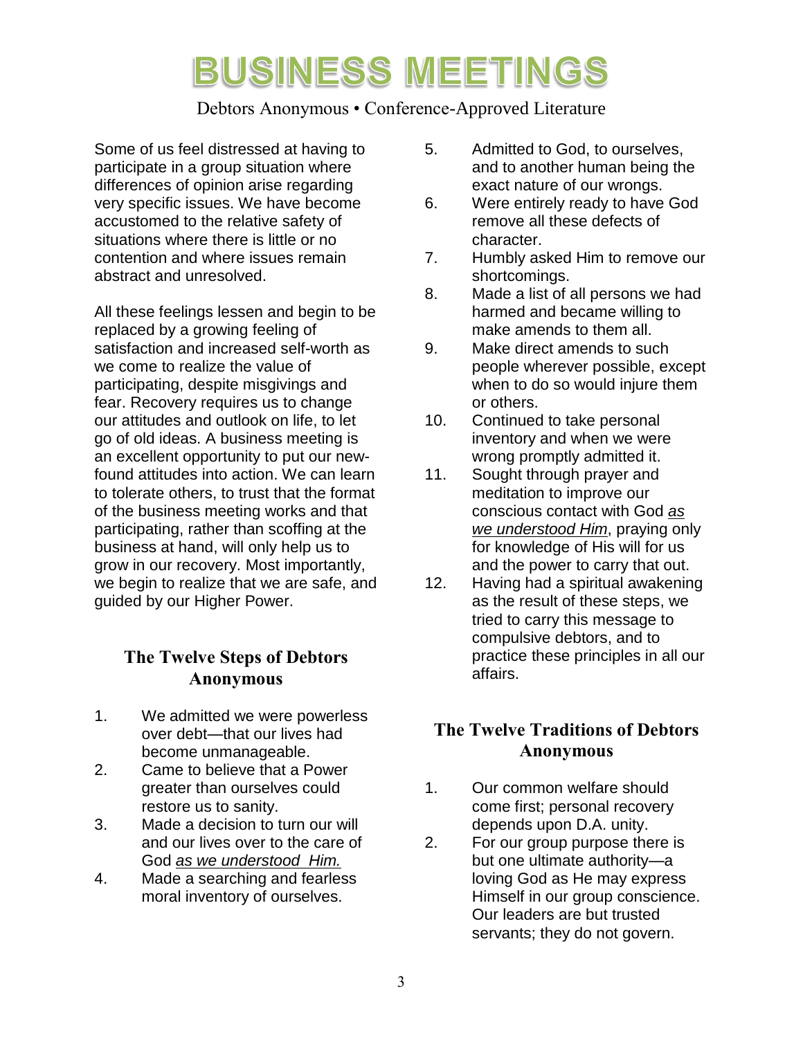# BUSINESS MEETINGS

Debtors Anonymous • Conference-Approved Literature

Some of us feel distressed at having to participate in a group situation where differences of opinion arise regarding very specific issues. We have become accustomed to the relative safety of situations where there is little or no contention and where issues remain abstract and unresolved.

All these feelings lessen and begin to be replaced by a growing feeling of satisfaction and increased self-worth as we come to realize the value of participating, despite misgivings and fear. Recovery requires us to change our attitudes and outlook on life, to let go of old ideas. A business meeting is an excellent opportunity to put our new-found attitudes into action. We can learn to tolerate others, to trust that the format of the business meeting works and that participating, rather than scoffing at the business at hand, will only help us to grow in our recovery. Most importantly, we begin to realize that we are safe, and guided by our Higher Power.

## The Twelve Steps of Debtors Anonymous

1. We admitted we were powerless over debt—that our lives had become unmanageable.
2. Came to believe that a Power greater than ourselves could restore us to sanity.
3. Made a decision to turn our will and our lives over to the care of God *as we understood Him.*
4. Made a searching and fearless moral inventory of ourselves.
5. Admitted to God, to ourselves, and to another human being the exact nature of our wrongs.
6. Were entirely ready to have God remove all these defects of character.
7. Humbly asked Him to remove our shortcomings.
8. Made a list of all persons we had harmed and became willing to make amends to them all.
9. Make direct amends to such people wherever possible, except when to do so would injure them or others.
10. Continued to take personal inventory and when we were wrong promptly admitted it.
11. Sought through prayer and meditation to improve our conscious contact with God *as we understood Him*, praying only for knowledge of His will for us and the power to carry that out.
12. Having had a spiritual awakening as the result of these steps, we tried to carry this message to compulsive debtors, and to practice these principles in all our affairs.

## The Twelve Traditions of Debtors Anonymous

1. Our common welfare should come first; personal recovery depends upon D.A. unity.
2. For our group purpose there is but one ultimate authority—a loving God as He may express Himself in our group conscience. Our leaders are but trusted servants; they do not govern.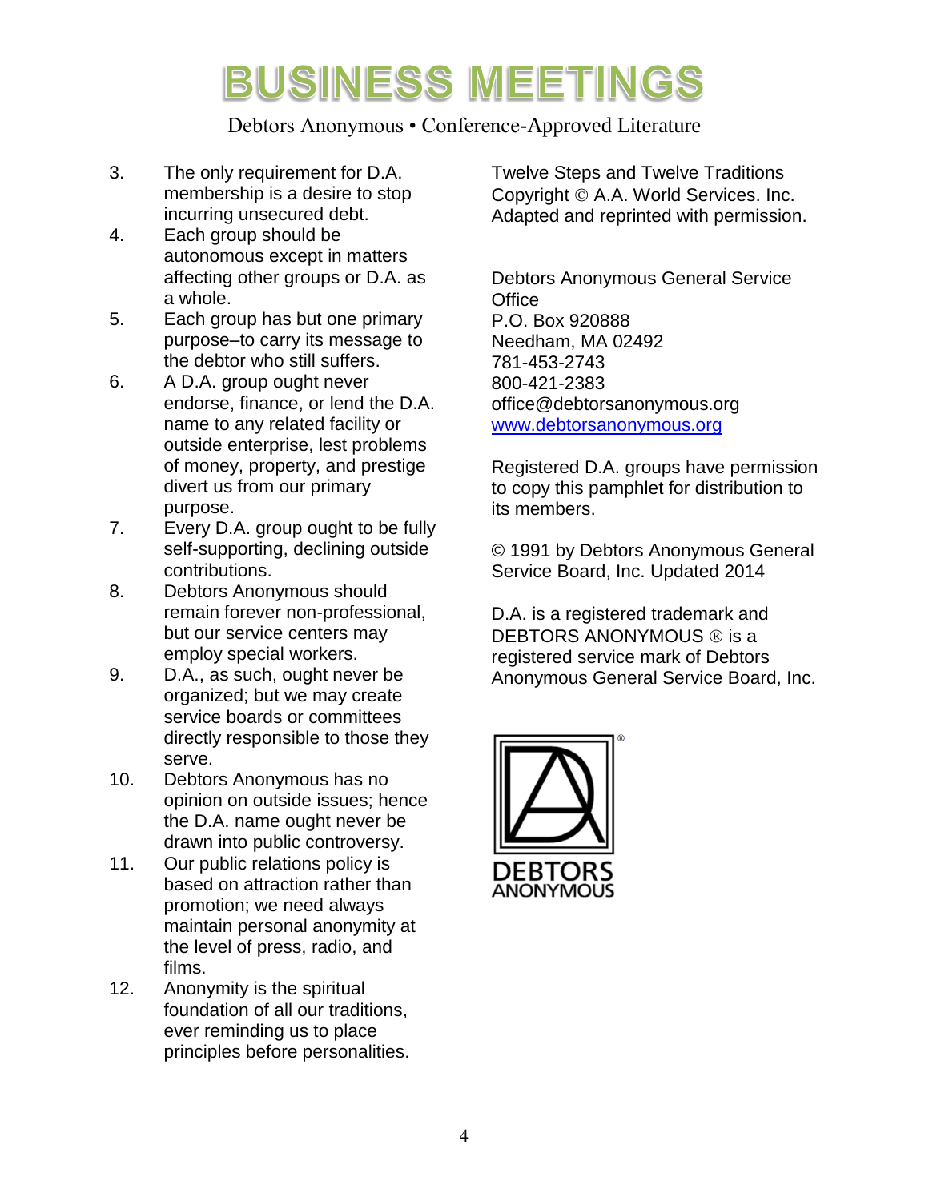# BUSINESS MEETINGS

Debtors Anonymous • Conference-Approved Literature

3. The only requirement for D.A. membership is a desire to stop incurring unsecured debt.
4. Each group should be autonomous except in matters affecting other groups or D.A. as a whole.
5. Each group has but one primary purpose–to carry its message to the debtor who still suffers.
6. A D.A. group ought never endorse, finance, or lend the D.A. name to any related facility or outside enterprise, lest problems of money, property, and prestige divert us from our primary purpose.
7. Every D.A. group ought to be fully self-supporting, declining outside contributions.
8. Debtors Anonymous should remain forever non-professional, but our service centers may employ special workers.
9. D.A., as such, ought never be organized; but we may create service boards or committees directly responsible to those they serve.
10. Debtors Anonymous has no opinion on outside issues; hence the D.A. name ought never be drawn into public controversy.
11. Our public relations policy is based on attraction rather than promotion; we need always maintain personal anonymity at the level of press, radio, and films.
12. Anonymity is the spiritual foundation of all our traditions, ever reminding us to place principles before personalities.

Twelve Steps and Twelve Traditions Copyright © A.A. World Services. Inc. Adapted and reprinted with permission.

Debtors Anonymous General Service Office
P.O. Box 920888
Needham, MA 02492
781-453-2743
800-421-2383
office@debtorsanonymous.org
www.debtorsanonymous.org

Registered D.A. groups have permission to copy this pamphlet for distribution to its members.

© 1991 by Debtors Anonymous General Service Board, Inc. Updated 2014

D.A. is a registered trademark and DEBTORS ANONYMOUS ® is a registered service mark of Debtors Anonymous General Service Board, Inc.

DEBTORS ANONYMOUS